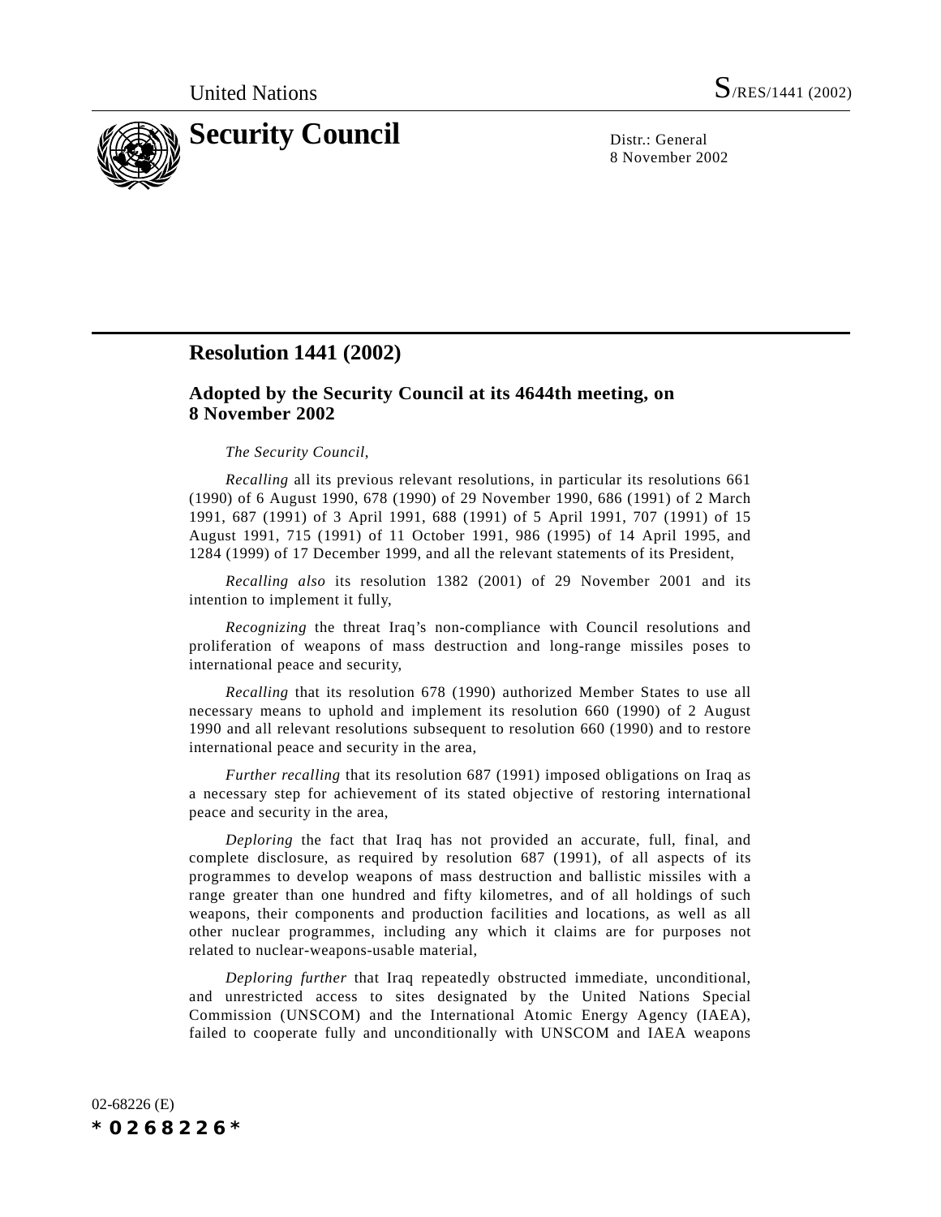United Nations S/RES/1441 (2002)

# Security Council

Distr.: General
8 November 2002

## Resolution 1441 (2002)

### Adopted by the Security Council at its 4644th meeting, on 8 November 2002

*The Security Council*,

*Recalling* all its previous relevant resolutions, in particular its resolutions 661 (1990) of 6 August 1990, 678 (1990) of 29 November 1990, 686 (1991) of 2 March 1991, 687 (1991) of 3 April 1991, 688 (1991) of 5 April 1991, 707 (1991) of 15 August 1991, 715 (1991) of 11 October 1991, 986 (1995) of 14 April 1995, and 1284 (1999) of 17 December 1999, and all the relevant statements of its President,

*Recalling also* its resolution 1382 (2001) of 29 November 2001 and its intention to implement it fully,

*Recognizing* the threat Iraq's non-compliance with Council resolutions and proliferation of weapons of mass destruction and long-range missiles poses to international peace and security,

*Recalling* that its resolution 678 (1990) authorized Member States to use all necessary means to uphold and implement its resolution 660 (1990) of 2 August 1990 and all relevant resolutions subsequent to resolution 660 (1990) and to restore international peace and security in the area,

*Further recalling* that its resolution 687 (1991) imposed obligations on Iraq as a necessary step for achievement of its stated objective of restoring international peace and security in the area,

*Deploring* the fact that Iraq has not provided an accurate, full, final, and complete disclosure, as required by resolution 687 (1991), of all aspects of its programmes to develop weapons of mass destruction and ballistic missiles with a range greater than one hundred and fifty kilometres, and of all holdings of such weapons, their components and production facilities and locations, as well as all other nuclear programmes, including any which it claims are for purposes not related to nuclear-weapons-usable material,

*Deploring further* that Iraq repeatedly obstructed immediate, unconditional, and unrestricted access to sites designated by the United Nations Special Commission (UNSCOM) and the International Atomic Energy Agency (IAEA), failed to cooperate fully and unconditionally with UNSCOM and IAEA weapons

02-68226 (E)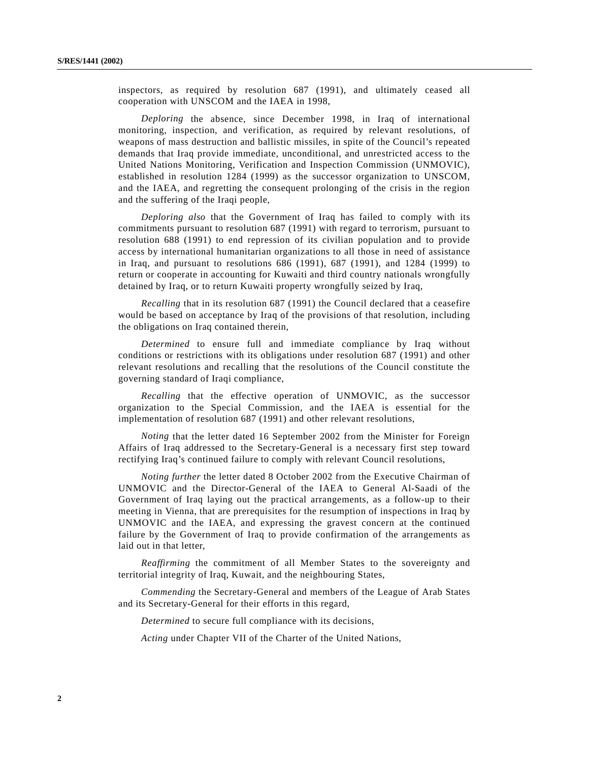inspectors, as required by resolution 687 (1991), and ultimately ceased all cooperation with UNSCOM and the IAEA in 1998,

*Deploring* the absence, since December 1998, in Iraq of international monitoring, inspection, and verification, as required by relevant resolutions, of weapons of mass destruction and ballistic missiles, in spite of the Council's repeated demands that Iraq provide immediate, unconditional, and unrestricted access to the United Nations Monitoring, Verification and Inspection Commission (UNMOVIC), established in resolution 1284 (1999) as the successor organization to UNSCOM, and the IAEA, and regretting the consequent prolonging of the crisis in the region and the suffering of the Iraqi people,

*Deploring also* that the Government of Iraq has failed to comply with its commitments pursuant to resolution 687 (1991) with regard to terrorism, pursuant to resolution 688 (1991) to end repression of its civilian population and to provide access by international humanitarian organizations to all those in need of assistance in Iraq, and pursuant to resolutions 686 (1991), 687 (1991), and 1284 (1999) to return or cooperate in accounting for Kuwaiti and third country nationals wrongfully detained by Iraq, or to return Kuwaiti property wrongfully seized by Iraq,

*Recalling* that in its resolution 687 (1991) the Council declared that a ceasefire would be based on acceptance by Iraq of the provisions of that resolution, including the obligations on Iraq contained therein,

*Determined* to ensure full and immediate compliance by Iraq without conditions or restrictions with its obligations under resolution 687 (1991) and other relevant resolutions and recalling that the resolutions of the Council constitute the governing standard of Iraqi compliance,

*Recalling* that the effective operation of UNMOVIC, as the successor organization to the Special Commission, and the IAEA is essential for the implementation of resolution 687 (1991) and other relevant resolutions,

*Noting* that the letter dated 16 September 2002 from the Minister for Foreign Affairs of Iraq addressed to the Secretary-General is a necessary first step toward rectifying Iraq's continued failure to comply with relevant Council resolutions,

*Noting further* the letter dated 8 October 2002 from the Executive Chairman of UNMOVIC and the Director-General of the IAEA to General Al-Saadi of the Government of Iraq laying out the practical arrangements, as a follow-up to their meeting in Vienna, that are prerequisites for the resumption of inspections in Iraq by UNMOVIC and the IAEA, and expressing the gravest concern at the continued failure by the Government of Iraq to provide confirmation of the arrangements as laid out in that letter,

*Reaffirming* the commitment of all Member States to the sovereignty and territorial integrity of Iraq, Kuwait, and the neighbouring States,

*Commending* the Secretary-General and members of the League of Arab States and its Secretary-General for their efforts in this regard,

*Determined* to secure full compliance with its decisions,

*Acting* under Chapter VII of the Charter of the United Nations,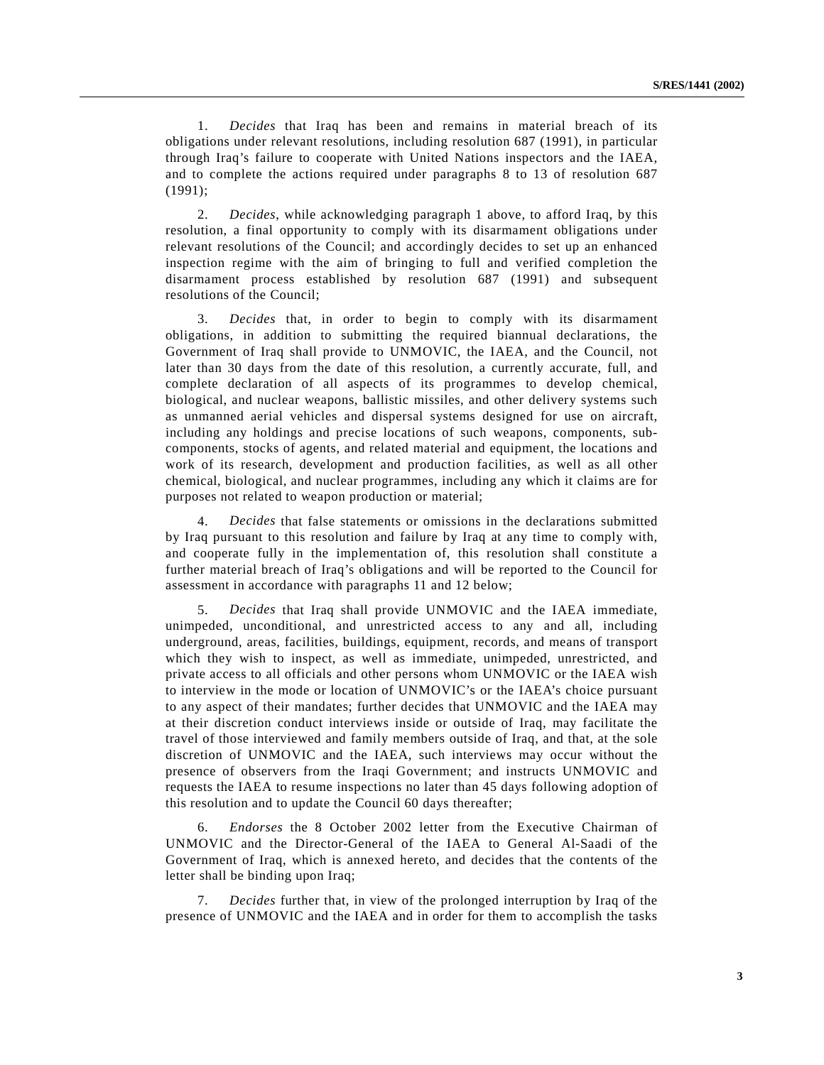1. *Decides* that Iraq has been and remains in material breach of its obligations under relevant resolutions, including resolution 687 (1991), in particular through Iraq's failure to cooperate with United Nations inspectors and the IAEA, and to complete the actions required under paragraphs 8 to 13 of resolution 687 (1991);

2. *Decides*, while acknowledging paragraph 1 above, to afford Iraq, by this resolution, a final opportunity to comply with its disarmament obligations under relevant resolutions of the Council; and accordingly decides to set up an enhanced inspection regime with the aim of bringing to full and verified completion the disarmament process established by resolution 687 (1991) and subsequent resolutions of the Council;

3. *Decides* that, in order to begin to comply with its disarmament obligations, in addition to submitting the required biannual declarations, the Government of Iraq shall provide to UNMOVIC, the IAEA, and the Council, not later than 30 days from the date of this resolution, a currently accurate, full, and complete declaration of all aspects of its programmes to develop chemical, biological, and nuclear weapons, ballistic missiles, and other delivery systems such as unmanned aerial vehicles and dispersal systems designed for use on aircraft, including any holdings and precise locations of such weapons, components, sub-components, stocks of agents, and related material and equipment, the locations and work of its research, development and production facilities, as well as all other chemical, biological, and nuclear programmes, including any which it claims are for purposes not related to weapon production or material;

4. *Decides* that false statements or omissions in the declarations submitted by Iraq pursuant to this resolution and failure by Iraq at any time to comply with, and cooperate fully in the implementation of, this resolution shall constitute a further material breach of Iraq's obligations and will be reported to the Council for assessment in accordance with paragraphs 11 and 12 below;

5. *Decides* that Iraq shall provide UNMOVIC and the IAEA immediate, unimpeded, unconditional, and unrestricted access to any and all, including underground, areas, facilities, buildings, equipment, records, and means of transport which they wish to inspect, as well as immediate, unimpeded, unrestricted, and private access to all officials and other persons whom UNMOVIC or the IAEA wish to interview in the mode or location of UNMOVIC's or the IAEA's choice pursuant to any aspect of their mandates; further decides that UNMOVIC and the IAEA may at their discretion conduct interviews inside or outside of Iraq, may facilitate the travel of those interviewed and family members outside of Iraq, and that, at the sole discretion of UNMOVIC and the IAEA, such interviews may occur without the presence of observers from the Iraqi Government; and instructs UNMOVIC and requests the IAEA to resume inspections no later than 45 days following adoption of this resolution and to update the Council 60 days thereafter;

6. *Endorses* the 8 October 2002 letter from the Executive Chairman of UNMOVIC and the Director-General of the IAEA to General Al-Saadi of the Government of Iraq, which is annexed hereto, and decides that the contents of the letter shall be binding upon Iraq;

7. *Decides* further that, in view of the prolonged interruption by Iraq of the presence of UNMOVIC and the IAEA and in order for them to accomplish the tasks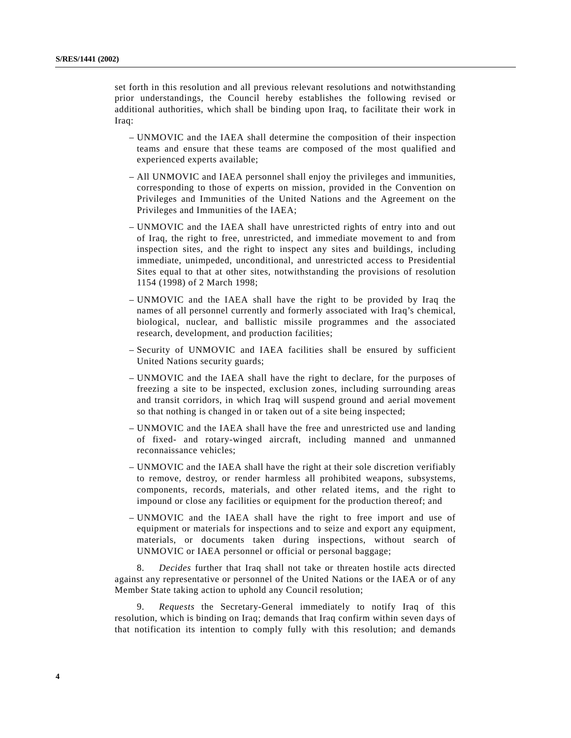set forth in this resolution and all previous relevant resolutions and notwithstanding prior understandings, the Council hereby establishes the following revised or additional authorities, which shall be binding upon Iraq, to facilitate their work in Iraq:

- UNMOVIC and the IAEA shall determine the composition of their inspection teams and ensure that these teams are composed of the most qualified and experienced experts available;
- All UNMOVIC and IAEA personnel shall enjoy the privileges and immunities, corresponding to those of experts on mission, provided in the Convention on Privileges and Immunities of the United Nations and the Agreement on the Privileges and Immunities of the IAEA;
- UNMOVIC and the IAEA shall have unrestricted rights of entry into and out of Iraq, the right to free, unrestricted, and immediate movement to and from inspection sites, and the right to inspect any sites and buildings, including immediate, unimpeded, unconditional, and unrestricted access to Presidential Sites equal to that at other sites, notwithstanding the provisions of resolution 1154 (1998) of 2 March 1998;
- UNMOVIC and the IAEA shall have the right to be provided by Iraq the names of all personnel currently and formerly associated with Iraq's chemical, biological, nuclear, and ballistic missile programmes and the associated research, development, and production facilities;
- Security of UNMOVIC and IAEA facilities shall be ensured by sufficient United Nations security guards;
- UNMOVIC and the IAEA shall have the right to declare, for the purposes of freezing a site to be inspected, exclusion zones, including surrounding areas and transit corridors, in which Iraq will suspend ground and aerial movement so that nothing is changed in or taken out of a site being inspected;
- UNMOVIC and the IAEA shall have the free and unrestricted use and landing of fixed- and rotary-winged aircraft, including manned and unmanned reconnaissance vehicles;
- UNMOVIC and the IAEA shall have the right at their sole discretion verifiably to remove, destroy, or render harmless all prohibited weapons, subsystems, components, records, materials, and other related items, and the right to impound or close any facilities or equipment for the production thereof; and
- UNMOVIC and the IAEA shall have the right to free import and use of equipment or materials for inspections and to seize and export any equipment, materials, or documents taken during inspections, without search of UNMOVIC or IAEA personnel or official or personal baggage;

8. *Decides* further that Iraq shall not take or threaten hostile acts directed against any representative or personnel of the United Nations or the IAEA or of any Member State taking action to uphold any Council resolution;

9. *Requests* the Secretary-General immediately to notify Iraq of this resolution, which is binding on Iraq; demands that Iraq confirm within seven days of that notification its intention to comply fully with this resolution; and demands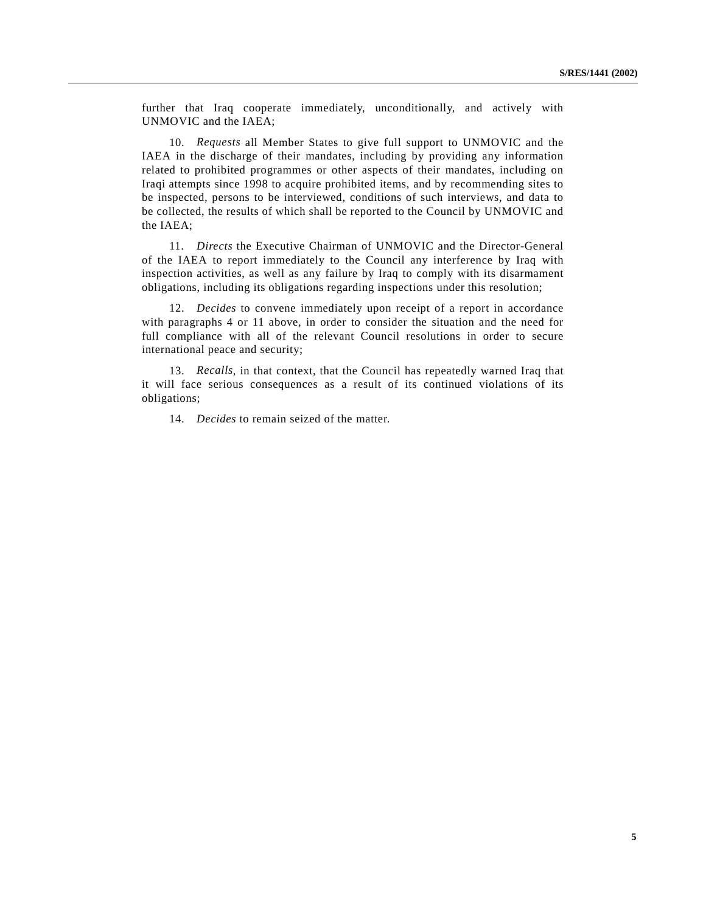further that Iraq cooperate immediately, unconditionally, and actively with UNMOVIC and the IAEA;

10. *Requests* all Member States to give full support to UNMOVIC and the IAEA in the discharge of their mandates, including by providing any information related to prohibited programmes or other aspects of their mandates, including on Iraqi attempts since 1998 to acquire prohibited items, and by recommending sites to be inspected, persons to be interviewed, conditions of such interviews, and data to be collected, the results of which shall be reported to the Council by UNMOVIC and the IAEA;

11. *Directs* the Executive Chairman of UNMOVIC and the Director-General of the IAEA to report immediately to the Council any interference by Iraq with inspection activities, as well as any failure by Iraq to comply with its disarmament obligations, including its obligations regarding inspections under this resolution;

12. *Decides* to convene immediately upon receipt of a report in accordance with paragraphs 4 or 11 above, in order to consider the situation and the need for full compliance with all of the relevant Council resolutions in order to secure international peace and security;

13. *Recalls*, in that context, that the Council has repeatedly warned Iraq that it will face serious consequences as a result of its continued violations of its obligations;

14. *Decides* to remain seized of the matter.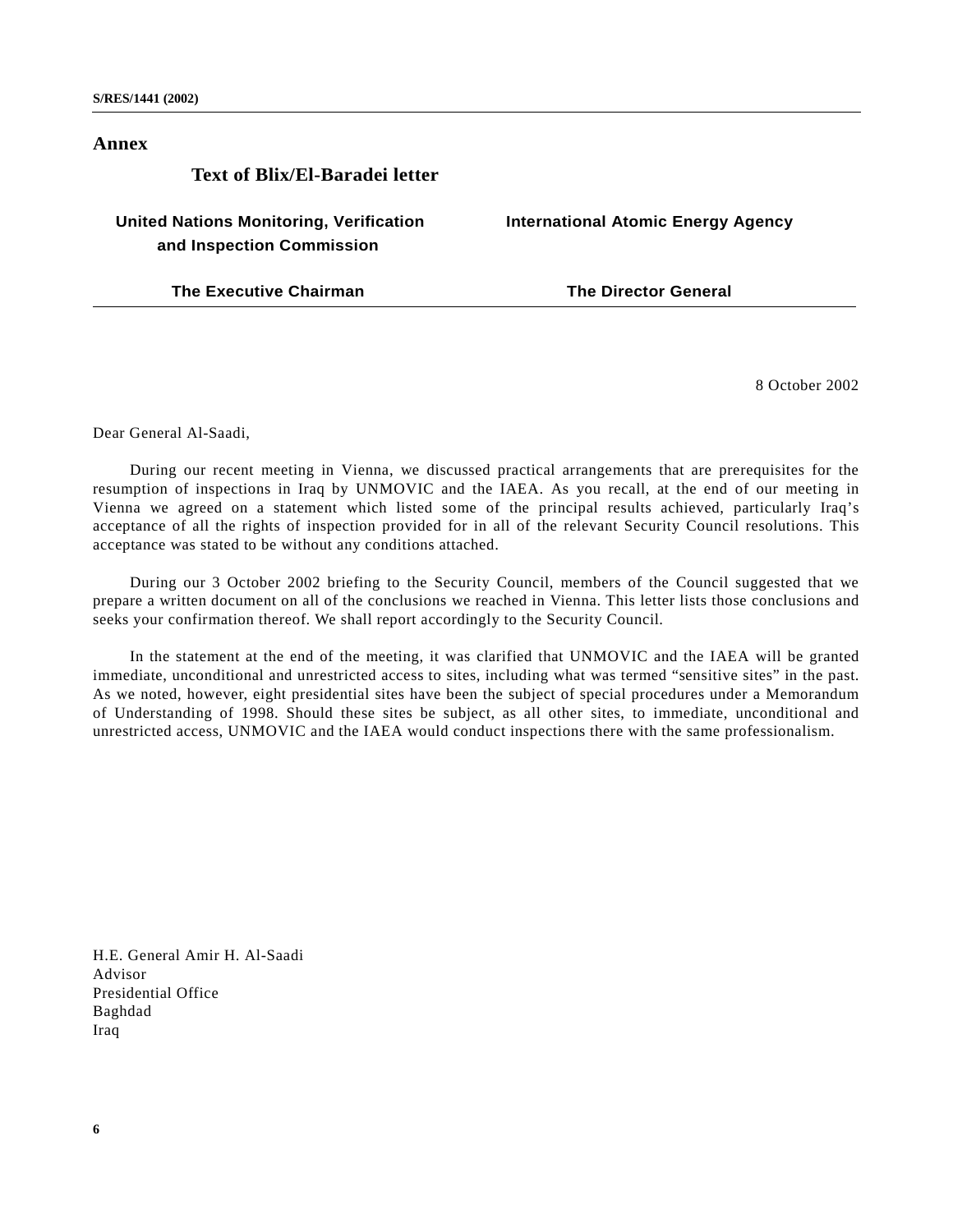## Annex

### Text of Blix/El-Baradei letter

| United Nations Monitoring, Verification and Inspection Commission | International Atomic Energy Agency |
|---|---|
| **The Executive Chairman** | **The Director General** |

8 October 2002

Dear General Al-Saadi,

During our recent meeting in Vienna, we discussed practical arrangements that are prerequisites for the resumption of inspections in Iraq by UNMOVIC and the IAEA. As you recall, at the end of our meeting in Vienna we agreed on a statement which listed some of the principal results achieved, particularly Iraq's acceptance of all the rights of inspection provided for in all of the relevant Security Council resolutions. This acceptance was stated to be without any conditions attached.

During our 3 October 2002 briefing to the Security Council, members of the Council suggested that we prepare a written document on all of the conclusions we reached in Vienna. This letter lists those conclusions and seeks your confirmation thereof. We shall report accordingly to the Security Council.

In the statement at the end of the meeting, it was clarified that UNMOVIC and the IAEA will be granted immediate, unconditional and unrestricted access to sites, including what was termed "sensitive sites" in the past. As we noted, however, eight presidential sites have been the subject of special procedures under a Memorandum of Understanding of 1998. Should these sites be subject, as all other sites, to immediate, unconditional and unrestricted access, UNMOVIC and the IAEA would conduct inspections there with the same professionalism.

H.E. General Amir H. Al-Saadi
Advisor
Presidential Office
Baghdad
Iraq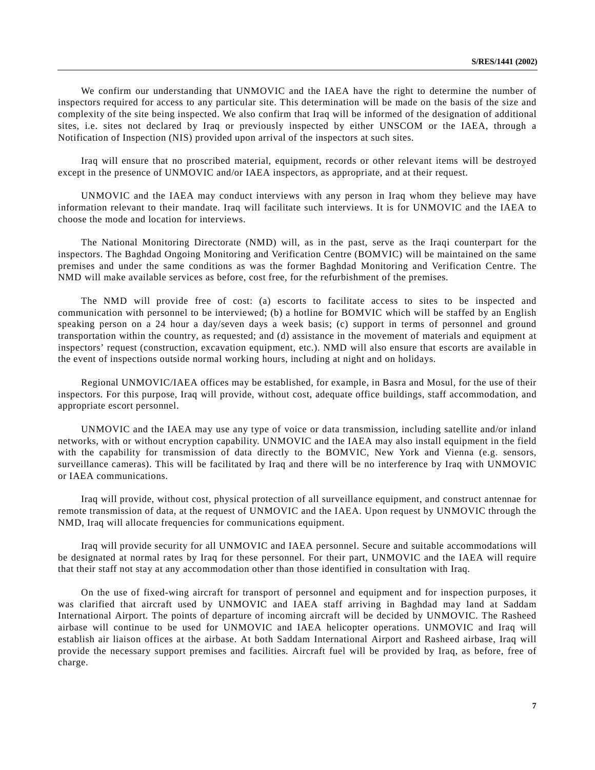We confirm our understanding that UNMOVIC and the IAEA have the right to determine the number of inspectors required for access to any particular site. This determination will be made on the basis of the size and complexity of the site being inspected. We also confirm that Iraq will be informed of the designation of additional sites, i.e. sites not declared by Iraq or previously inspected by either UNSCOM or the IAEA, through a Notification of Inspection (NIS) provided upon arrival of the inspectors at such sites.

Iraq will ensure that no proscribed material, equipment, records or other relevant items will be destroyed except in the presence of UNMOVIC and/or IAEA inspectors, as appropriate, and at their request.

UNMOVIC and the IAEA may conduct interviews with any person in Iraq whom they believe may have information relevant to their mandate. Iraq will facilitate such interviews. It is for UNMOVIC and the IAEA to choose the mode and location for interviews.

The National Monitoring Directorate (NMD) will, as in the past, serve as the Iraqi counterpart for the inspectors. The Baghdad Ongoing Monitoring and Verification Centre (BOMVIC) will be maintained on the same premises and under the same conditions as was the former Baghdad Monitoring and Verification Centre. The NMD will make available services as before, cost free, for the refurbishment of the premises.

The NMD will provide free of cost: (a) escorts to facilitate access to sites to be inspected and communication with personnel to be interviewed; (b) a hotline for BOMVIC which will be staffed by an English speaking person on a 24 hour a day/seven days a week basis; (c) support in terms of personnel and ground transportation within the country, as requested; and (d) assistance in the movement of materials and equipment at inspectors' request (construction, excavation equipment, etc.). NMD will also ensure that escorts are available in the event of inspections outside normal working hours, including at night and on holidays.

Regional UNMOVIC/IAEA offices may be established, for example, in Basra and Mosul, for the use of their inspectors. For this purpose, Iraq will provide, without cost, adequate office buildings, staff accommodation, and appropriate escort personnel.

UNMOVIC and the IAEA may use any type of voice or data transmission, including satellite and/or inland networks, with or without encryption capability. UNMOVIC and the IAEA may also install equipment in the field with the capability for transmission of data directly to the BOMVIC, New York and Vienna (e.g. sensors, surveillance cameras). This will be facilitated by Iraq and there will be no interference by Iraq with UNMOVIC or IAEA communications.

Iraq will provide, without cost, physical protection of all surveillance equipment, and construct antennae for remote transmission of data, at the request of UNMOVIC and the IAEA. Upon request by UNMOVIC through the NMD, Iraq will allocate frequencies for communications equipment.

Iraq will provide security for all UNMOVIC and IAEA personnel. Secure and suitable accommodations will be designated at normal rates by Iraq for these personnel. For their part, UNMOVIC and the IAEA will require that their staff not stay at any accommodation other than those identified in consultation with Iraq.

On the use of fixed-wing aircraft for transport of personnel and equipment and for inspection purposes, it was clarified that aircraft used by UNMOVIC and IAEA staff arriving in Baghdad may land at Saddam International Airport. The points of departure of incoming aircraft will be decided by UNMOVIC. The Rasheed airbase will continue to be used for UNMOVIC and IAEA helicopter operations. UNMOVIC and Iraq will establish air liaison offices at the airbase. At both Saddam International Airport and Rasheed airbase, Iraq will provide the necessary support premises and facilities. Aircraft fuel will be provided by Iraq, as before, free of charge.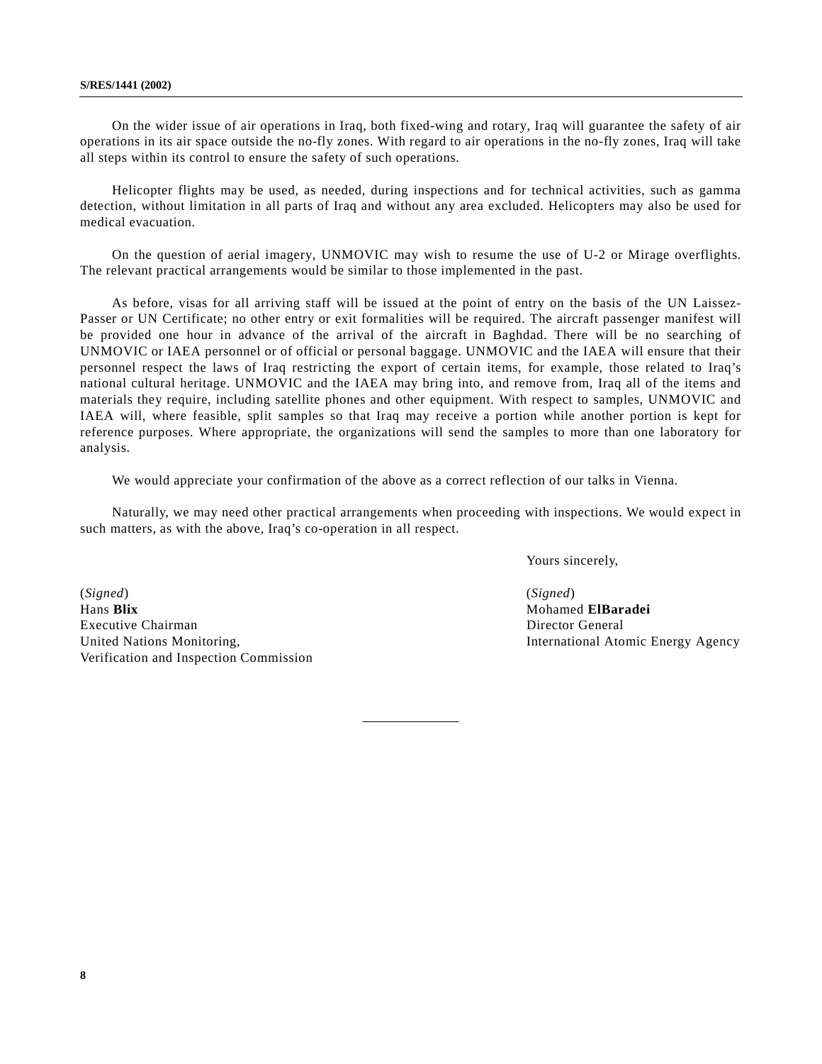On the wider issue of air operations in Iraq, both fixed-wing and rotary, Iraq will guarantee the safety of air operations in its air space outside the no-fly zones. With regard to air operations in the no-fly zones, Iraq will take all steps within its control to ensure the safety of such operations.

Helicopter flights may be used, as needed, during inspections and for technical activities, such as gamma detection, without limitation in all parts of Iraq and without any area excluded. Helicopters may also be used for medical evacuation.

On the question of aerial imagery, UNMOVIC may wish to resume the use of U-2 or Mirage overflights. The relevant practical arrangements would be similar to those implemented in the past.

As before, visas for all arriving staff will be issued at the point of entry on the basis of the UN Laissez-Passer or UN Certificate; no other entry or exit formalities will be required. The aircraft passenger manifest will be provided one hour in advance of the arrival of the aircraft in Baghdad. There will be no searching of UNMOVIC or IAEA personnel or of official or personal baggage. UNMOVIC and the IAEA will ensure that their personnel respect the laws of Iraq restricting the export of certain items, for example, those related to Iraq's national cultural heritage. UNMOVIC and the IAEA may bring into, and remove from, Iraq all of the items and materials they require, including satellite phones and other equipment. With respect to samples, UNMOVIC and IAEA will, where feasible, split samples so that Iraq may receive a portion while another portion is kept for reference purposes. Where appropriate, the organizations will send the samples to more than one laboratory for analysis.

We would appreciate your confirmation of the above as a correct reflection of our talks in Vienna.

Naturally, we may need other practical arrangements when proceeding with inspections. We would expect in such matters, as with the above, Iraq's co-operation in all respect.

Yours sincerely,

(*Signed*)
Hans **Blix**
Executive Chairman
United Nations Monitoring,
Verification and Inspection Commission

(*Signed*)
Mohamed **ElBaradei**
Director General
International Atomic Energy Agency